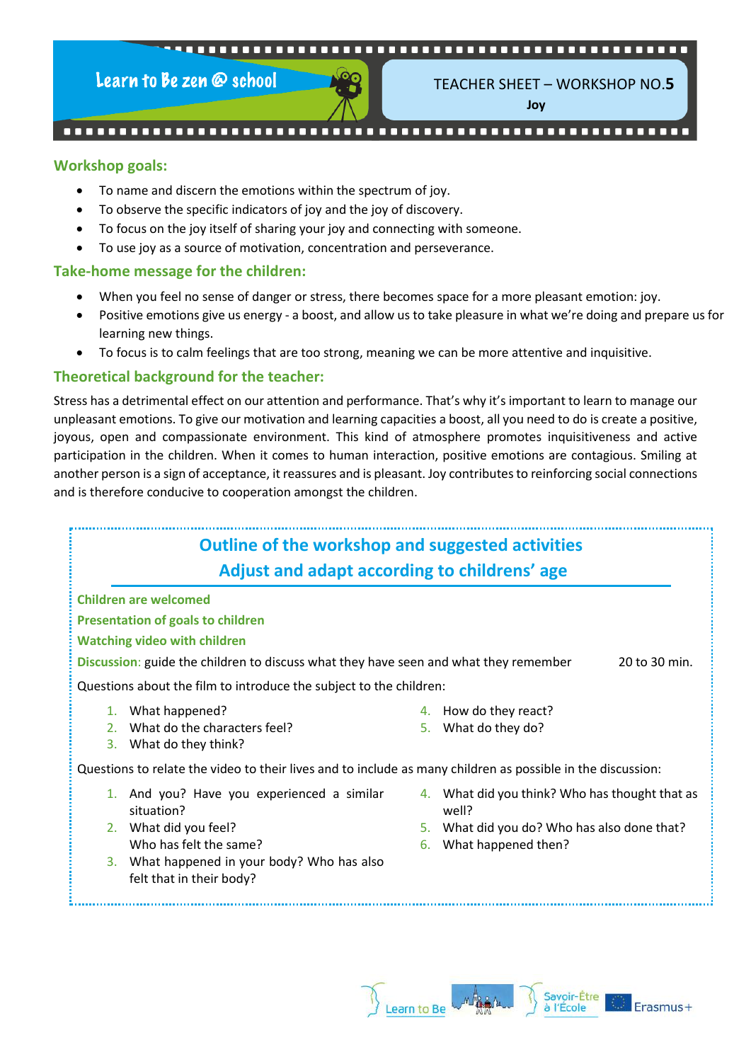Learn to Be zen @ school

# TEACHER SHEET – WORKSHOP NO.5
**Joy**

## Workshop goals:

- To name and discern the emotions within the spectrum of joy.
- To observe the specific indicators of joy and the joy of discovery.
- To focus on the joy itself of sharing your joy and connecting with someone.
- To use joy as a source of motivation, concentration and perseverance.

## Take-home message for the children:

- When you feel no sense of danger or stress, there becomes space for a more pleasant emotion: joy.
- Positive emotions give us energy - a boost, and allow us to take pleasure in what we're doing and prepare us for learning new things.
- To focus is to calm feelings that are too strong, meaning we can be more attentive and inquisitive.

## Theoretical background for the teacher:

Stress has a detrimental effect on our attention and performance. That's why it's important to learn to manage our unpleasant emotions. To give our motivation and learning capacities a boost, all you need to do is create a positive, joyous, open and compassionate environment. This kind of atmosphere promotes inquisitiveness and active participation in the children. When it comes to human interaction, positive emotions are contagious. Smiling at another person is a sign of acceptance, it reassures and is pleasant. Joy contributes to reinforcing social connections and is therefore conducive to cooperation amongst the children.

## Outline of the workshop and suggested activities
## Adjust and adapt according to childrens' age

**Children are welcomed**

**Presentation of goals to children**

**Watching video with children**

**Discussion**: guide the children to discuss what they have seen and what they remember — 20 to 30 min.

Questions about the film to introduce the subject to the children:

1. What happened?
2. What do the characters feel?
3. What do they think?
4. How do they react?
5. What do they do?

Questions to relate the video to their lives and to include as many children as possible in the discussion:

1. And you? Have you experienced a similar situation?
2. What did you feel? Who has felt the same?
3. What happened in your body? Who has also felt that in their body?
4. What did you think? Who has thought that as well?
5. What did you do? Who has also done that?
6. What happened then?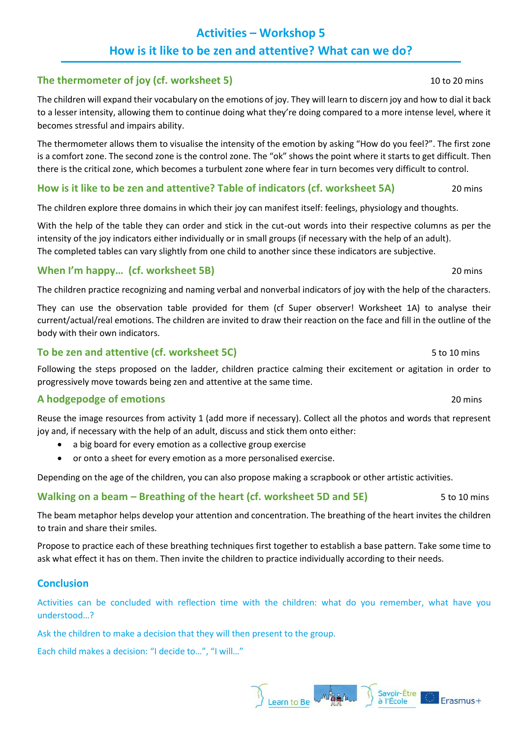# Activities – Workshop 5

# How is it like to be zen and attentive? What can we do?

## The thermometer of joy (cf. worksheet 5) 10 to 20 mins

The children will expand their vocabulary on the emotions of joy. They will learn to discern joy and how to dial it back to a lesser intensity, allowing them to continue doing what they're doing compared to a more intense level, where it becomes stressful and impairs ability.

The thermometer allows them to visualise the intensity of the emotion by asking "How do you feel?". The first zone is a comfort zone. The second zone is the control zone. The "ok" shows the point where it starts to get difficult. Then there is the critical zone, which becomes a turbulent zone where fear in turn becomes very difficult to control.

## How is it like to be zen and attentive? Table of indicators (cf. worksheet 5A) 20 mins

The children explore three domains in which their joy can manifest itself: feelings, physiology and thoughts.

With the help of the table they can order and stick in the cut-out words into their respective columns as per the intensity of the joy indicators either individually or in small groups (if necessary with the help of an adult).
The completed tables can vary slightly from one child to another since these indicators are subjective.

## When I'm happy… (cf. worksheet 5B) 20 mins

The children practice recognizing and naming verbal and nonverbal indicators of joy with the help of the characters.

They can use the observation table provided for them (cf Super observer! Worksheet 1A) to analyse their current/actual/real emotions. The children are invited to draw their reaction on the face and fill in the outline of the body with their own indicators.

## To be zen and attentive (cf. worksheet 5C) 5 to 10 mins

Following the steps proposed on the ladder, children practice calming their excitement or agitation in order to progressively move towards being zen and attentive at the same time.

## A hodgepodge of emotions 20 mins

Reuse the image resources from activity 1 (add more if necessary). Collect all the photos and words that represent joy and, if necessary with the help of an adult, discuss and stick them onto either:

- a big board for every emotion as a collective group exercise
- or onto a sheet for every emotion as a more personalised exercise.

Depending on the age of the children, you can also propose making a scrapbook or other artistic activities.

## Walking on a beam – Breathing of the heart (cf. worksheet 5D and 5E) 5 to 10 mins

The beam metaphor helps develop your attention and concentration. The breathing of the heart invites the children to train and share their smiles.

Propose to practice each of these breathing techniques first together to establish a base pattern. Take some time to ask what effect it has on them. Then invite the children to practice individually according to their needs.

## Conclusion

Activities can be concluded with reflection time with the children: what do you remember, what have you understood…?

Ask the children to make a decision that they will then present to the group.

Each child makes a decision: "I decide to…", "I will…"